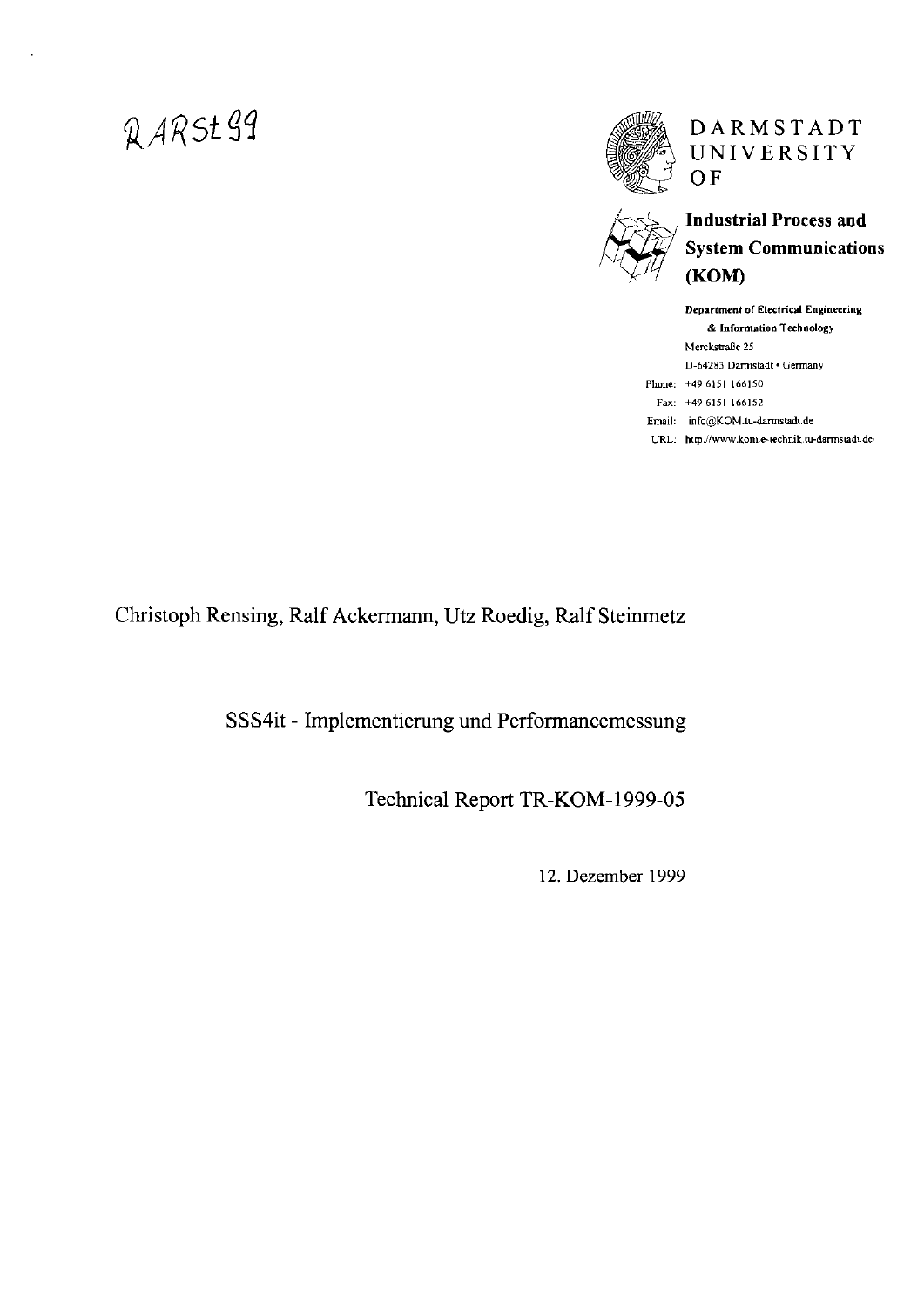RARSt99

DARMSTADT
UNIVERSITY
OF

**Industrial Process and System Communications (KOM)**

**Department of Electrical Engineering & Information Technology**
Merckstraße 25
D-64283 Darmstadt • Germany
Phone: +49 6151 166150
Fax: +49 6151 166152
Email: info@KOM.tu-darmstadt.de
URL: http://www.kom.e-technik.tu-darmstadt.de/

Christoph Rensing, Ralf Ackermann, Utz Roedig, Ralf Steinmetz

# SSS4it - Implementierung und Performancemessung

Technical Report TR-KOM-1999-05

12. Dezember 1999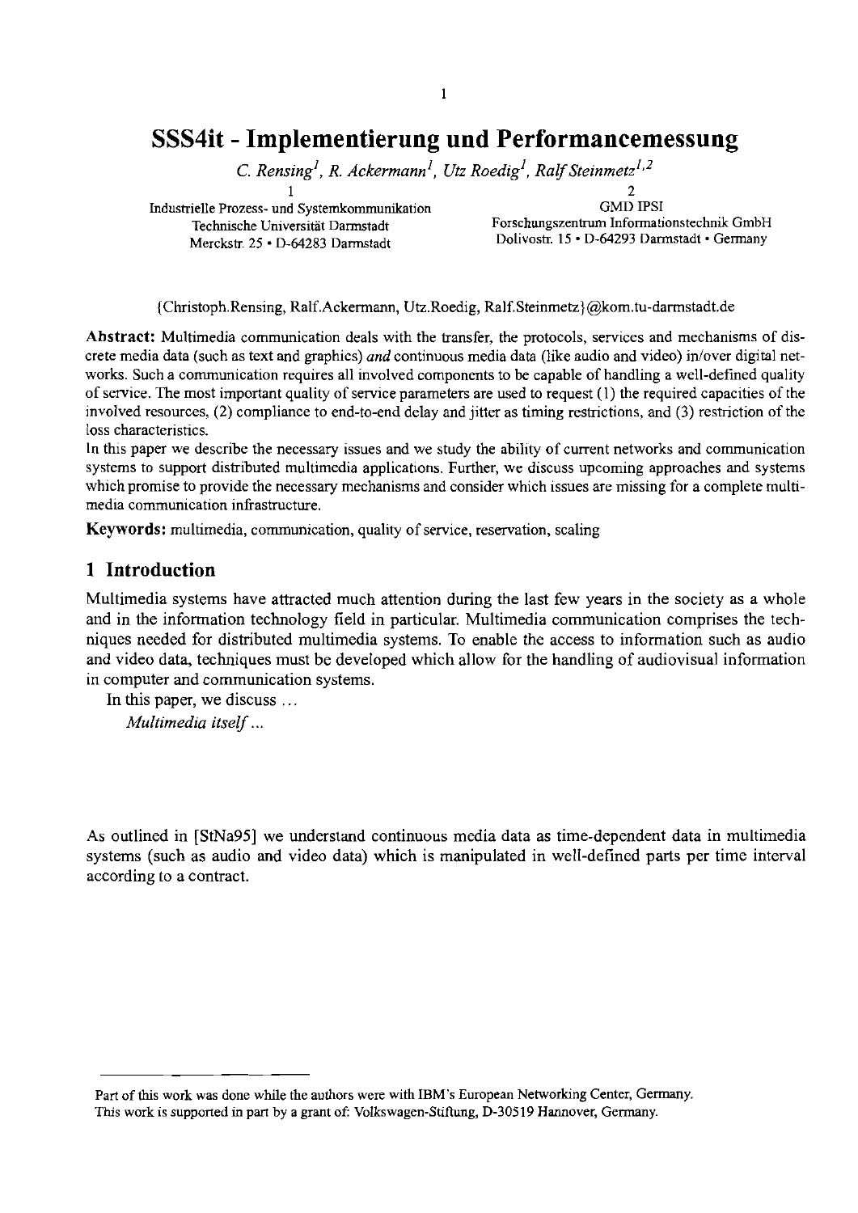# SSS4it - Implementierung und Performancemessung

*C. Rensing[1], R. Ackermann[1], Utz Roedig[1], Ralf Steinmetz[1,2]*

1
Industrielle Prozess- und Systemkommunikation
Technische Universität Darmstadt
Merckstr. 25 • D-64283 Darmstadt

2
GMD IPSI
Forschungszentrum Informationstechnik GmbH
Dolivostr. 15 • D-64293 Darmstadt • Germany

{Christoph.Rensing, Ralf.Ackermann, Utz.Roedig, Ralf.Steinmetz}@kom.tu-darmstadt.de

**Abstract:** Multimedia communication deals with the transfer, the protocols, services and mechanisms of discrete media data (such as text and graphics) *and* continuous media data (like audio and video) in/over digital networks. Such a communication requires all involved components to be capable of handling a well-defined quality of service. The most important quality of service parameters are used to request (1) the required capacities of the involved resources, (2) compliance to end-to-end delay and jitter as timing restrictions, and (3) restriction of the loss characteristics.

In this paper we describe the necessary issues and we study the ability of current networks and communication systems to support distributed multimedia applications. Further, we discuss upcoming approaches and systems which promise to provide the necessary mechanisms and consider which issues are missing for a complete multimedia communication infrastructure.

**Keywords:** multimedia, communication, quality of service, reservation, scaling

## 1 Introduction

Multimedia systems have attracted much attention during the last few years in the society as a whole and in the information technology field in particular. Multimedia communication comprises the techniques needed for distributed multimedia systems. To enable the access to information such as audio and video data, techniques must be developed which allow for the handling of audiovisual information in computer and communication systems.

In this paper, we discuss ...

*Multimedia itself ...*

As outlined in [StNa95] we understand continuous media data as time-dependent data in multimedia systems (such as audio and video data) which is manipulated in well-defined parts per time interval according to a contract.

---

Part of this work was done while the authors were with IBM's European Networking Center, Germany.
This work is supported in part by a grant of: Volkswagen-Stiftung, D-30519 Hannover, Germany.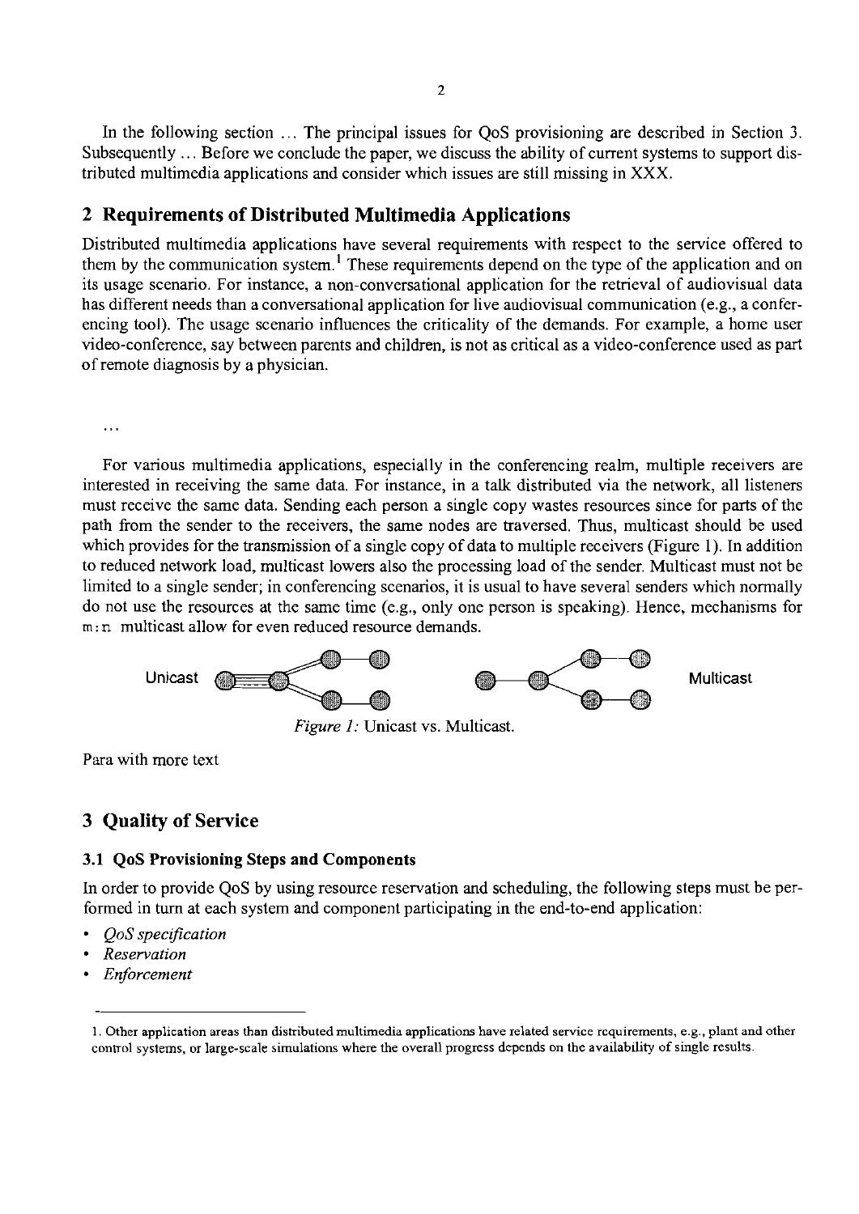In the following section ... The principal issues for QoS provisioning are described in Section 3. Subsequently ... Before we conclude the paper, we discuss the ability of current systems to support distributed multimedia applications and consider which issues are still missing in XXX.

## 2 Requirements of Distributed Multimedia Applications

Distributed multimedia applications have several requirements with respect to the service offered to them by the communication system.[1] These requirements depend on the type of the application and on its usage scenario. For instance, a non-conversational application for the retrieval of audiovisual data has different needs than a conversational application for live audiovisual communication (e.g., a conferencing tool). The usage scenario influences the criticality of the demands. For example, a home user video-conference, say between parents and children, is not as critical as a video-conference used as part of remote diagnosis by a physician.

...

For various multimedia applications, especially in the conferencing realm, multiple receivers are interested in receiving the same data. For instance, in a talk distributed via the network, all listeners must receive the same data. Sending each person a single copy wastes resources since for parts of the path from the sender to the receivers, the same nodes are traversed. Thus, multicast should be used which provides for the transmission of a single copy of data to multiple receivers (Figure 1). In addition to reduced network load, multicast lowers also the processing load of the sender. Multicast must not be limited to a single sender; in conferencing scenarios, it is usual to have several senders which normally do not use the resources at the same time (e.g., only one person is speaking). Hence, mechanisms for m:n multicast allow for even reduced resource demands.

Unicast Multicast

*Figure 1:* Unicast vs. Multicast.

Para with more text

## 3 Quality of Service

### 3.1 QoS Provisioning Steps and Components

In order to provide QoS by using resource reservation and scheduling, the following steps must be performed in turn at each system and component participating in the end-to-end application:

- *QoS specification*
- *Reservation*
- *Enforcement*

1. Other application areas than distributed multimedia applications have related service requirements, e.g., plant and other control systems, or large-scale simulations where the overall progress depends on the availability of single results.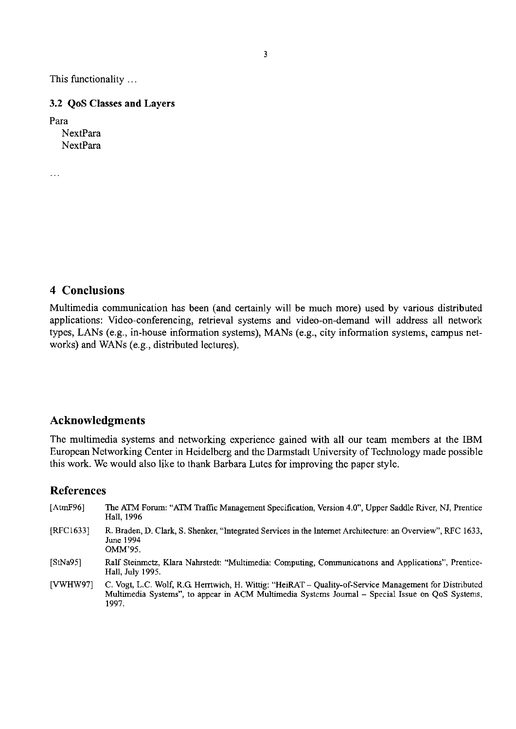This functionality …

### 3.2 QoS Classes and Layers

Para

NextPara

NextPara

…

## 4 Conclusions

Multimedia communication has been (and certainly will be much more) used by various distributed applications: Video-conferencing, retrieval systems and video-on-demand will address all network types, LANs (e.g., in-house information systems), MANs (e.g., city information systems, campus networks) and WANs (e.g., distributed lectures).

## Acknowledgments

The multimedia systems and networking experience gained with all our team members at the IBM European Networking Center in Heidelberg and the Darmstadt University of Technology made possible this work. We would also like to thank Barbara Lutes for improving the paper style.

## References

[AtmF96] The ATM Forum: "ATM Traffic Management Specification, Version 4.0", Upper Saddle River, NJ, Prentice Hall, 1996

[RFC1633] R. Braden, D. Clark, S. Shenker, "Integrated Services in the Internet Architecture: an Overview", RFC 1633, June 1994
OMM'95.

[StNa95] Ralf Steinmetz, Klara Nahrstedt: "Multimedia: Computing, Communications and Applications", Prentice-Hall, July 1995.

[VWHW97] C. Vogt, L.C. Wolf, R.G. Herrtwich, H. Wittig: "HeiRAT – Quality-of-Service Management for Distributed Multimedia Systems", to appear in ACM Multimedia Systems Journal – Special Issue on QoS Systems, 1997.